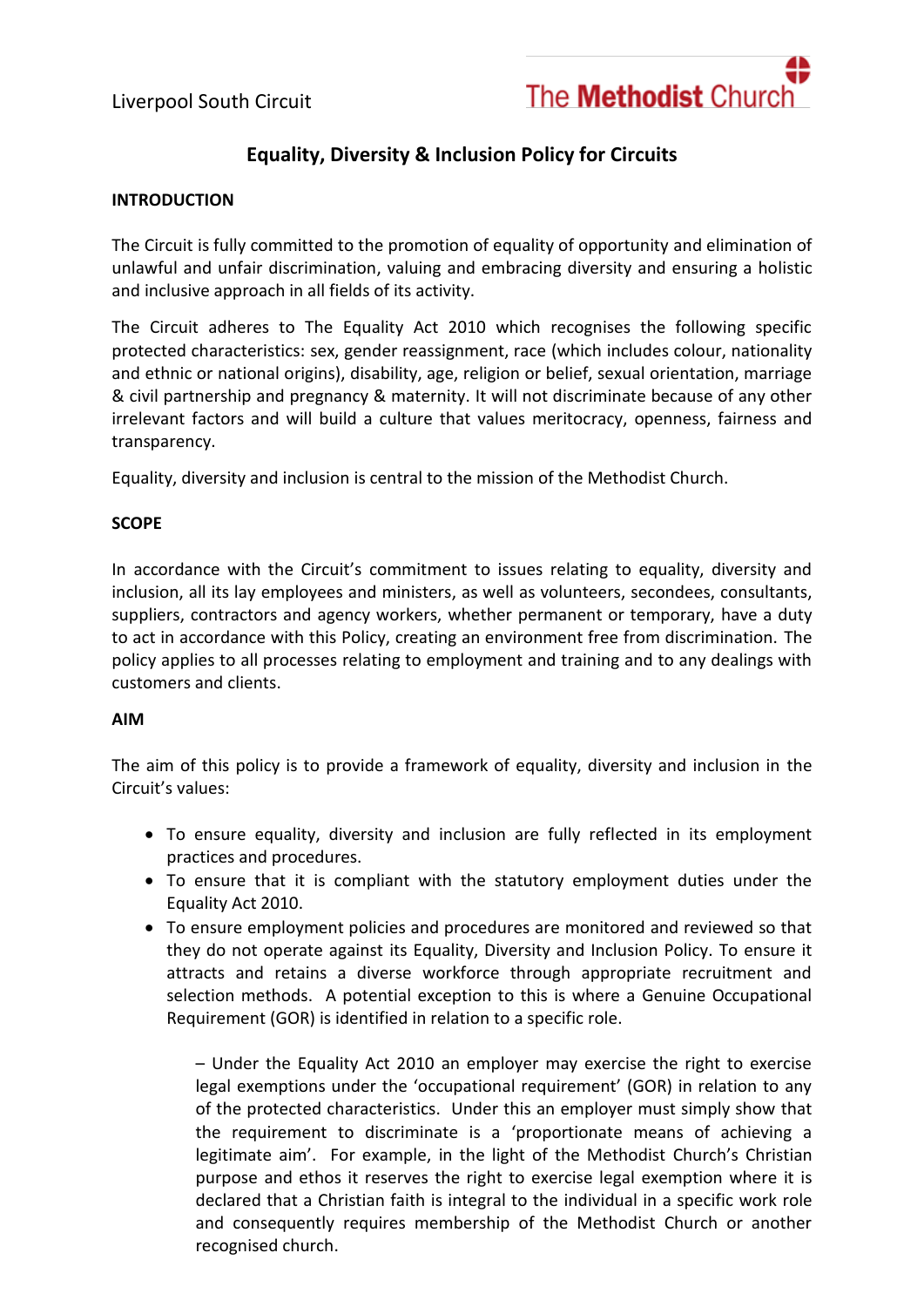Liverpool South Circuit

The Methodist Church

# Equality, Diversity & Inclusion Policy for Circuits

**INTRODUCTION**

The Circuit is fully committed to the promotion of equality of opportunity and elimination of unlawful and unfair discrimination, valuing and embracing diversity and ensuring a holistic and inclusive approach in all fields of its activity.

The Circuit adheres to The Equality Act 2010 which recognises the following specific protected characteristics: sex, gender reassignment, race (which includes colour, nationality and ethnic or national origins), disability, age, religion or belief, sexual orientation, marriage & civil partnership and pregnancy & maternity. It will not discriminate because of any other irrelevant factors and will build a culture that values meritocracy, openness, fairness and transparency.

Equality, diversity and inclusion is central to the mission of the Methodist Church.

**SCOPE**

In accordance with the Circuit's commitment to issues relating to equality, diversity and inclusion, all its lay employees and ministers, as well as volunteers, secondees, consultants, suppliers, contractors and agency workers, whether permanent or temporary, have a duty to act in accordance with this Policy, creating an environment free from discrimination. The policy applies to all processes relating to employment and training and to any dealings with customers and clients.

**AIM**

The aim of this policy is to provide a framework of equality, diversity and inclusion in the Circuit's values:

- To ensure equality, diversity and inclusion are fully reflected in its employment practices and procedures.
- To ensure that it is compliant with the statutory employment duties under the Equality Act 2010.
- To ensure employment policies and procedures are monitored and reviewed so that they do not operate against its Equality, Diversity and Inclusion Policy. To ensure it attracts and retains a diverse workforce through appropriate recruitment and selection methods. A potential exception to this is where a Genuine Occupational Requirement (GOR) is identified in relation to a specific role.

  – Under the Equality Act 2010 an employer may exercise the right to exercise legal exemptions under the 'occupational requirement' (GOR) in relation to any of the protected characteristics. Under this an employer must simply show that the requirement to discriminate is a 'proportionate means of achieving a legitimate aim'. For example, in the light of the Methodist Church's Christian purpose and ethos it reserves the right to exercise legal exemption where it is declared that a Christian faith is integral to the individual in a specific work role and consequently requires membership of the Methodist Church or another recognised church.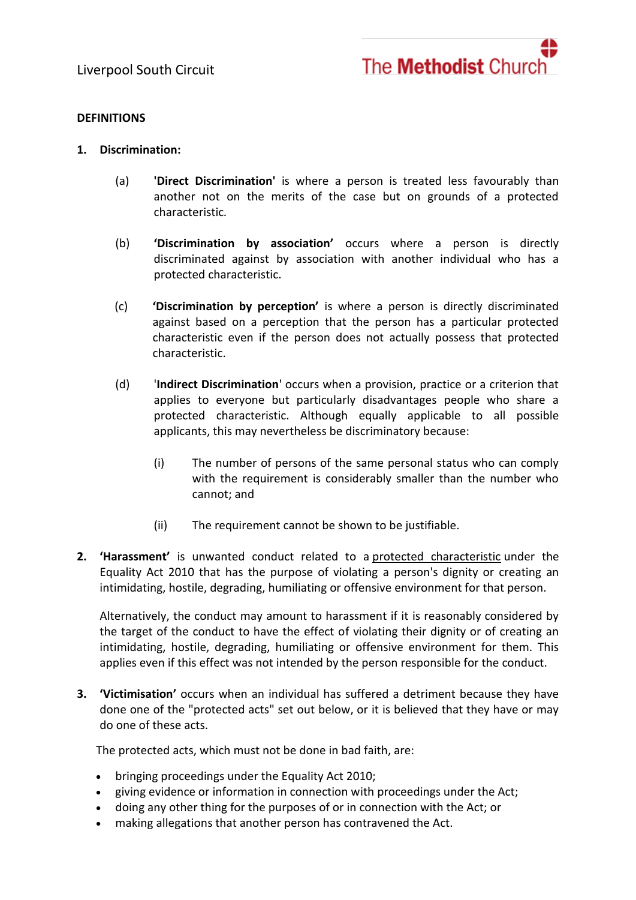**DEFINITIONS**

1. **Discrimination:**

   (a) **'Direct Discrimination'** is where a person is treated less favourably than another not on the merits of the case but on grounds of a protected characteristic.

   (b) **'Discrimination by association'** occurs where a person is directly discriminated against by association with another individual who has a protected characteristic.

   (c) **'Discrimination by perception'** is where a person is directly discriminated against based on a perception that the person has a particular protected characteristic even if the person does not actually possess that protected characteristic.

   (d) '**Indirect Discrimination**' occurs when a provision, practice or a criterion that applies to everyone but particularly disadvantages people who share a protected characteristic. Although equally applicable to all possible applicants, this may nevertheless be discriminatory because:

      (i) The number of persons of the same personal status who can comply with the requirement is considerably smaller than the number who cannot; and

      (ii) The requirement cannot be shown to be justifiable.

2. **'Harassment'** is unwanted conduct related to a protected characteristic under the Equality Act 2010 that has the purpose of violating a person's dignity or creating an intimidating, hostile, degrading, humiliating or offensive environment for that person.

   Alternatively, the conduct may amount to harassment if it is reasonably considered by the target of the conduct to have the effect of violating their dignity or of creating an intimidating, hostile, degrading, humiliating or offensive environment for them. This applies even if this effect was not intended by the person responsible for the conduct.

3. **'Victimisation'** occurs when an individual has suffered a detriment because they have done one of the "protected acts" set out below, or it is believed that they have or may do one of these acts.

   The protected acts, which must not be done in bad faith, are:

   - bringing proceedings under the Equality Act 2010;
   - giving evidence or information in connection with proceedings under the Act;
   - doing any other thing for the purposes of or in connection with the Act; or
   - making allegations that another person has contravened the Act.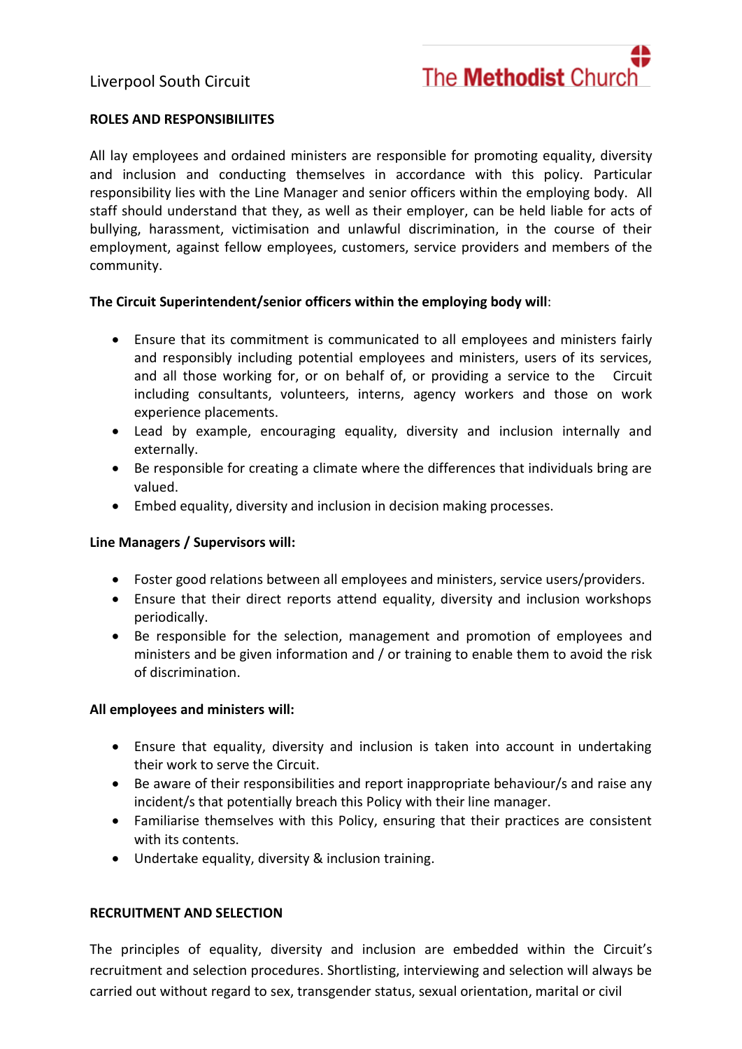## ROLES AND RESPONSIBILIITES

All lay employees and ordained ministers are responsible for promoting equality, diversity and inclusion and conducting themselves in accordance with this policy. Particular responsibility lies with the Line Manager and senior officers within the employing body. All staff should understand that they, as well as their employer, can be held liable for acts of bullying, harassment, victimisation and unlawful discrimination, in the course of their employment, against fellow employees, customers, service providers and members of the community.

**The Circuit Superintendent/senior officers within the employing body will**:

- Ensure that its commitment is communicated to all employees and ministers fairly and responsibly including potential employees and ministers, users of its services, and all those working for, or on behalf of, or providing a service to the Circuit including consultants, volunteers, interns, agency workers and those on work experience placements.
- Lead by example, encouraging equality, diversity and inclusion internally and externally.
- Be responsible for creating a climate where the differences that individuals bring are valued.
- Embed equality, diversity and inclusion in decision making processes.

**Line Managers / Supervisors will:**

- Foster good relations between all employees and ministers, service users/providers.
- Ensure that their direct reports attend equality, diversity and inclusion workshops periodically.
- Be responsible for the selection, management and promotion of employees and ministers and be given information and / or training to enable them to avoid the risk of discrimination.

**All employees and ministers will:**

- Ensure that equality, diversity and inclusion is taken into account in undertaking their work to serve the Circuit.
- Be aware of their responsibilities and report inappropriate behaviour/s and raise any incident/s that potentially breach this Policy with their line manager.
- Familiarise themselves with this Policy, ensuring that their practices are consistent with its contents.
- Undertake equality, diversity & inclusion training.

## RECRUITMENT AND SELECTION

The principles of equality, diversity and inclusion are embedded within the Circuit's recruitment and selection procedures. Shortlisting, interviewing and selection will always be carried out without regard to sex, transgender status, sexual orientation, marital or civil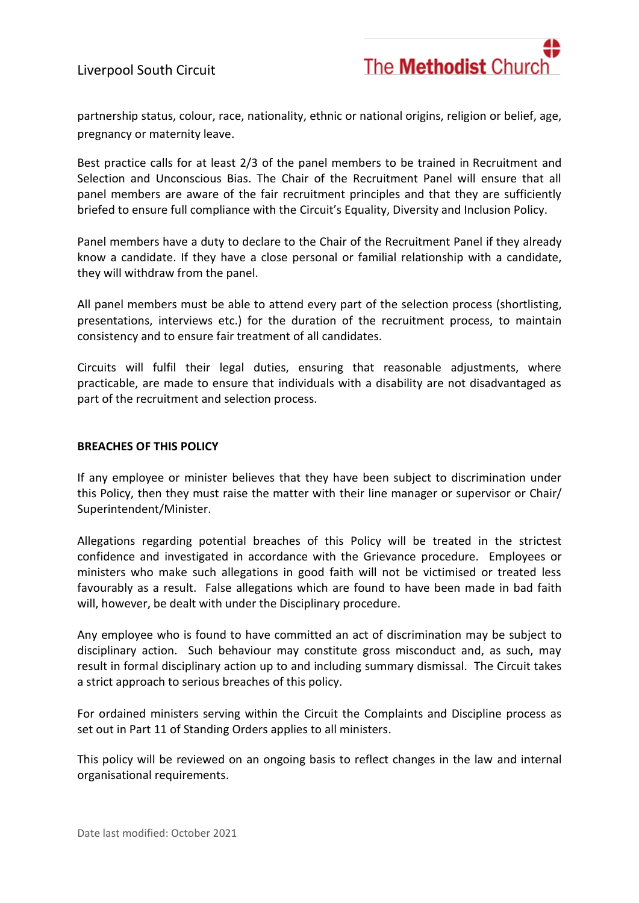partnership status, colour, race, nationality, ethnic or national origins, religion or belief, age, pregnancy or maternity leave.

Best practice calls for at least 2/3 of the panel members to be trained in Recruitment and Selection and Unconscious Bias. The Chair of the Recruitment Panel will ensure that all panel members are aware of the fair recruitment principles and that they are sufficiently briefed to ensure full compliance with the Circuit's Equality, Diversity and Inclusion Policy.

Panel members have a duty to declare to the Chair of the Recruitment Panel if they already know a candidate. If they have a close personal or familial relationship with a candidate, they will withdraw from the panel.

All panel members must be able to attend every part of the selection process (shortlisting, presentations, interviews etc.) for the duration of the recruitment process, to maintain consistency and to ensure fair treatment of all candidates.

Circuits will fulfil their legal duties, ensuring that reasonable adjustments, where practicable, are made to ensure that individuals with a disability are not disadvantaged as part of the recruitment and selection process.

**BREACHES OF THIS POLICY**

If any employee or minister believes that they have been subject to discrimination under this Policy, then they must raise the matter with their line manager or supervisor or Chair/ Superintendent/Minister.

Allegations regarding potential breaches of this Policy will be treated in the strictest confidence and investigated in accordance with the Grievance procedure. Employees or ministers who make such allegations in good faith will not be victimised or treated less favourably as a result. False allegations which are found to have been made in bad faith will, however, be dealt with under the Disciplinary procedure.

Any employee who is found to have committed an act of discrimination may be subject to disciplinary action. Such behaviour may constitute gross misconduct and, as such, may result in formal disciplinary action up to and including summary dismissal. The Circuit takes a strict approach to serious breaches of this policy.

For ordained ministers serving within the Circuit the Complaints and Discipline process as set out in Part 11 of Standing Orders applies to all ministers.

This policy will be reviewed on an ongoing basis to reflect changes in the law and internal organisational requirements.

Date last modified: October 2021